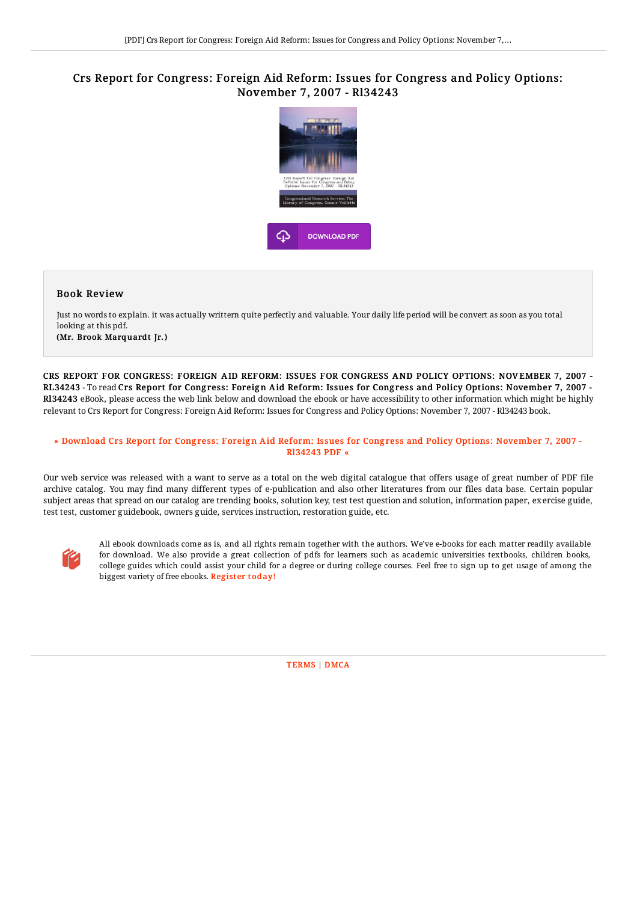# Crs Report for Congress: Foreign Aid Reform: Issues for Congress and Policy Options: November 7, 2007 - Rl34243

DOWNLOAD PDF

## Book Review

Just no words to explain. it was actually writtern quite perfectly and valuable. Your daily life period will be convert as soon as you total looking at this pdf.

**(Mr. Brook Marquardt Jr.)**

**CRS REPORT FOR CONGRESS: FOREIGN AID REFORM: ISSUES FOR CONGRESS AND POLICY OPTIONS: NOVEMBER 7, 2007 - RL34243** - To read **Crs Report for Congress: Foreign Aid Reform: Issues for Congress and Policy Options: November 7, 2007 - Rl34243** eBook, please access the web link below and download the ebook or have accessibility to other information which might be highly relevant to Crs Report for Congress: Foreign Aid Reform: Issues for Congress and Policy Options: November 7, 2007 - Rl34243 book.

**» Download Crs Report for Congress: Foreign Aid Reform: Issues for Congress and Policy Options: November 7, 2007 - Rl34243 PDF «**

Our web service was released with a want to serve as a total on the web digital catalogue that offers usage of great number of PDF file archive catalog. You may find many different types of e-publication and also other literatures from our files data base. Certain popular subject areas that spread on our catalog are trending books, solution key, test test question and solution, information paper, exercise guide, test test, customer guidebook, owners guide, services instruction, restoration guide, etc.

All ebook downloads come as is, and all rights remain together with the authors. We've e-books for each matter readily available for download. We also provide a great collection of pdfs for learners such as academic universities textbooks, children books, college guides which could assist your child for a degree or during college courses. Feel free to sign up to get usage of among the biggest variety of free ebooks. Register today!

TERMS | DMCA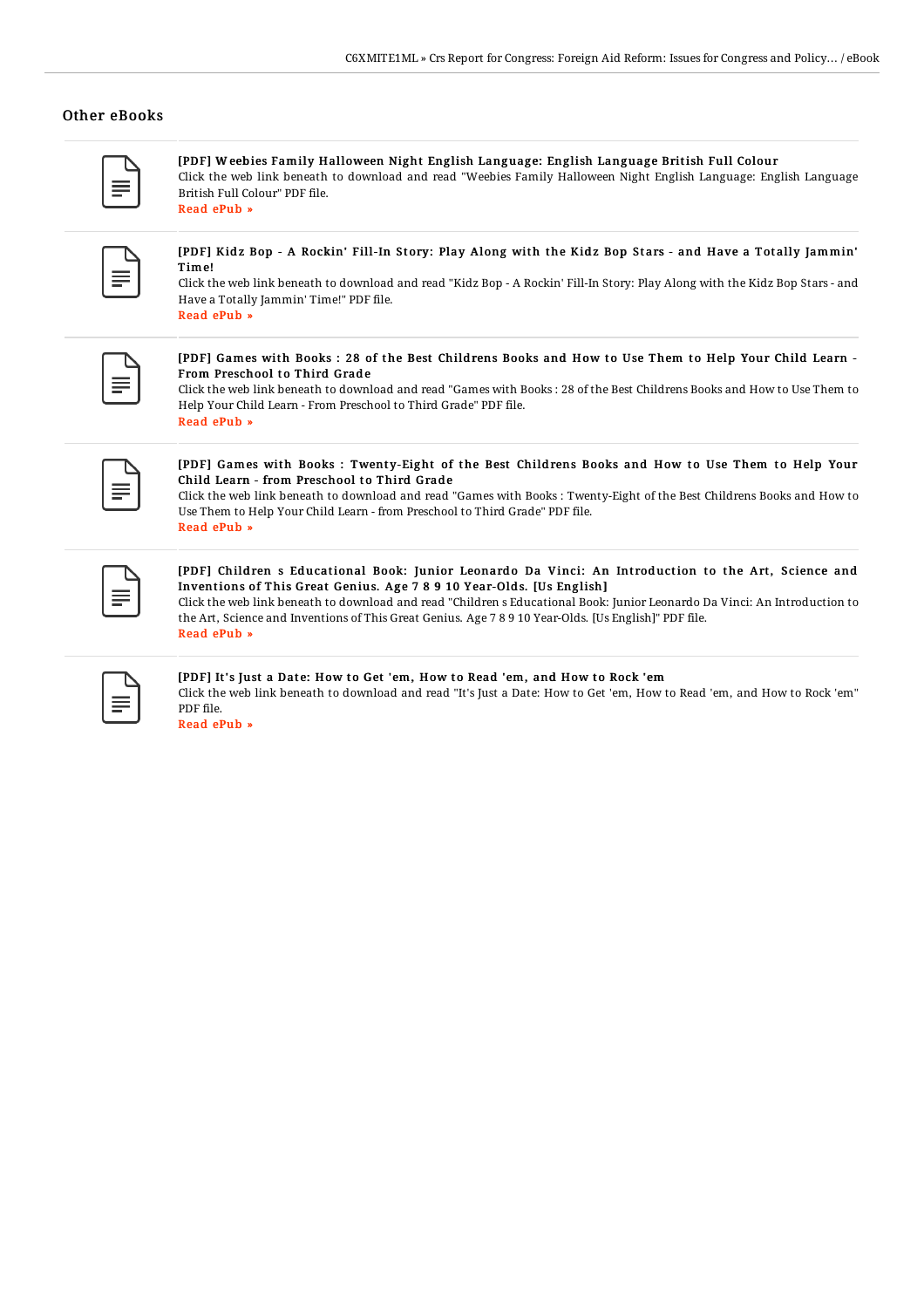## Other eBooks

**[PDF] Weebies Family Halloween Night English Language: English Language British Full Colour**
Click the web link beneath to download and read "Weebies Family Halloween Night English Language: English Language British Full Colour" PDF file.
Read ePub »

**[PDF] Kidz Bop - A Rockin' Fill-In Story: Play Along with the Kidz Bop Stars - and Have a Totally Jammin' Time!**
Click the web link beneath to download and read "Kidz Bop - A Rockin' Fill-In Story: Play Along with the Kidz Bop Stars - and Have a Totally Jammin' Time!" PDF file.
Read ePub »

**[PDF] Games with Books : 28 of the Best Childrens Books and How to Use Them to Help Your Child Learn - From Preschool to Third Grade**
Click the web link beneath to download and read "Games with Books : 28 of the Best Childrens Books and How to Use Them to Help Your Child Learn - From Preschool to Third Grade" PDF file.
Read ePub »

**[PDF] Games with Books : Twenty-Eight of the Best Childrens Books and How to Use Them to Help Your Child Learn - from Preschool to Third Grade**
Click the web link beneath to download and read "Games with Books : Twenty-Eight of the Best Childrens Books and How to Use Them to Help Your Child Learn - from Preschool to Third Grade" PDF file.
Read ePub »

**[PDF] Children s Educational Book: Junior Leonardo Da Vinci: An Introduction to the Art, Science and Inventions of This Great Genius. Age 7 8 9 10 Year-Olds. [Us English]**
Click the web link beneath to download and read "Children s Educational Book: Junior Leonardo Da Vinci: An Introduction to the Art, Science and Inventions of This Great Genius. Age 7 8 9 10 Year-Olds. [Us English]" PDF file.
Read ePub »

**[PDF] It's Just a Date: How to Get 'em, How to Read 'em, and How to Rock 'em**
Click the web link beneath to download and read "It's Just a Date: How to Get 'em, How to Read 'em, and How to Rock 'em" PDF file.
Read ePub »